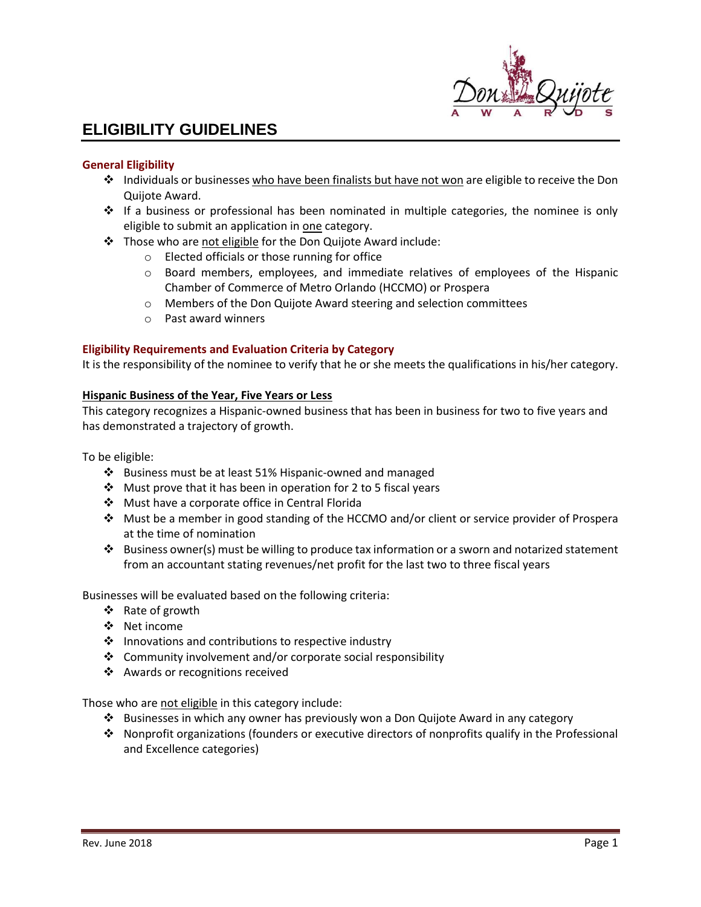# ELIGIBILITY GUIDELINES

### General Eligibility

- Individuals or businesses who have been finalists but have not won are eligible to receive the Don Quijote Award.
- If a business or professional has been nominated in multiple categories, the nominee is only eligible to submit an application in one category.
- Those who are not eligible for the Don Quijote Award include:
  - Elected officials or those running for office
  - Board members, employees, and immediate relatives of employees of the Hispanic Chamber of Commerce of Metro Orlando (HCCMO) or Prospera
  - Members of the Don Quijote Award steering and selection committees
  - Past award winners

### Eligibility Requirements and Evaluation Criteria by Category

It is the responsibility of the nominee to verify that he or she meets the qualifications in his/her category.

#### Hispanic Business of the Year, Five Years or Less

This category recognizes a Hispanic-owned business that has been in business for two to five years and has demonstrated a trajectory of growth.

To be eligible:

- Business must be at least 51% Hispanic-owned and managed
- Must prove that it has been in operation for 2 to 5 fiscal years
- Must have a corporate office in Central Florida
- Must be a member in good standing of the HCCMO and/or client or service provider of Prospera at the time of nomination
- Business owner(s) must be willing to produce tax information or a sworn and notarized statement from an accountant stating revenues/net profit for the last two to three fiscal years

Businesses will be evaluated based on the following criteria:

- Rate of growth
- Net income
- Innovations and contributions to respective industry
- Community involvement and/or corporate social responsibility
- Awards or recognitions received

Those who are not eligible in this category include:

- Businesses in which any owner has previously won a Don Quijote Award in any category
- Nonprofit organizations (founders or executive directors of nonprofits qualify in the Professional and Excellence categories)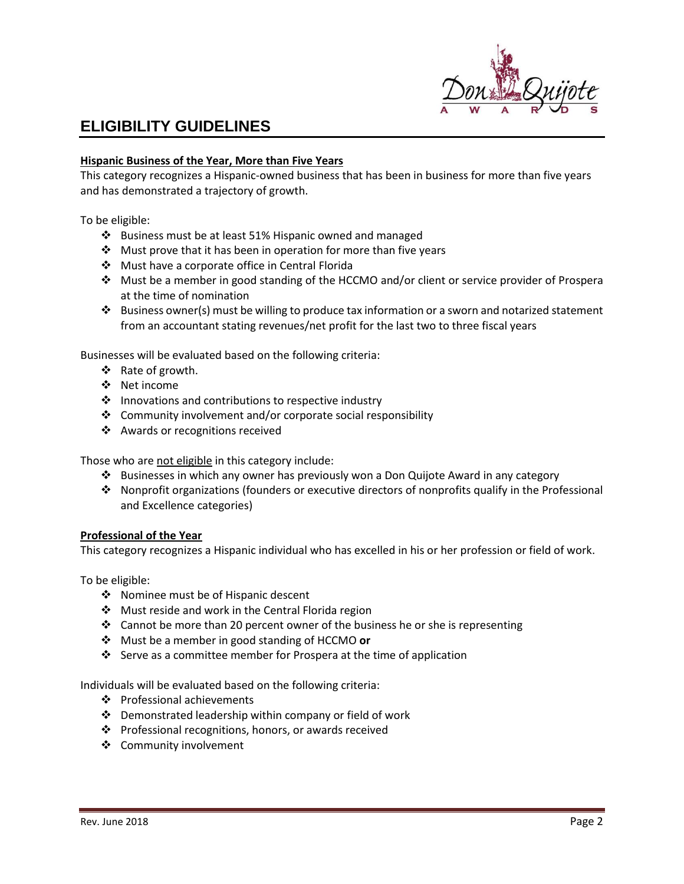# ELIGIBILITY GUIDELINES

**Hispanic Business of the Year, More than Five Years**

This category recognizes a Hispanic-owned business that has been in business for more than five years and has demonstrated a trajectory of growth.

To be eligible:

- Business must be at least 51% Hispanic owned and managed
- Must prove that it has been in operation for more than five years
- Must have a corporate office in Central Florida
- Must be a member in good standing of the HCCMO and/or client or service provider of Prospera at the time of nomination
- Business owner(s) must be willing to produce tax information or a sworn and notarized statement from an accountant stating revenues/net profit for the last two to three fiscal years

Businesses will be evaluated based on the following criteria:

- Rate of growth.
- Net income
- Innovations and contributions to respective industry
- Community involvement and/or corporate social responsibility
- Awards or recognitions received

Those who are not eligible in this category include:

- Businesses in which any owner has previously won a Don Quijote Award in any category
- Nonprofit organizations (founders or executive directors of nonprofits qualify in the Professional and Excellence categories)

**Professional of the Year**

This category recognizes a Hispanic individual who has excelled in his or her profession or field of work.

To be eligible:

- Nominee must be of Hispanic descent
- Must reside and work in the Central Florida region
- Cannot be more than 20 percent owner of the business he or she is representing
- Must be a member in good standing of HCCMO **or**
- Serve as a committee member for Prospera at the time of application

Individuals will be evaluated based on the following criteria:

- Professional achievements
- Demonstrated leadership within company or field of work
- Professional recognitions, honors, or awards received
- Community involvement

Rev. June 2018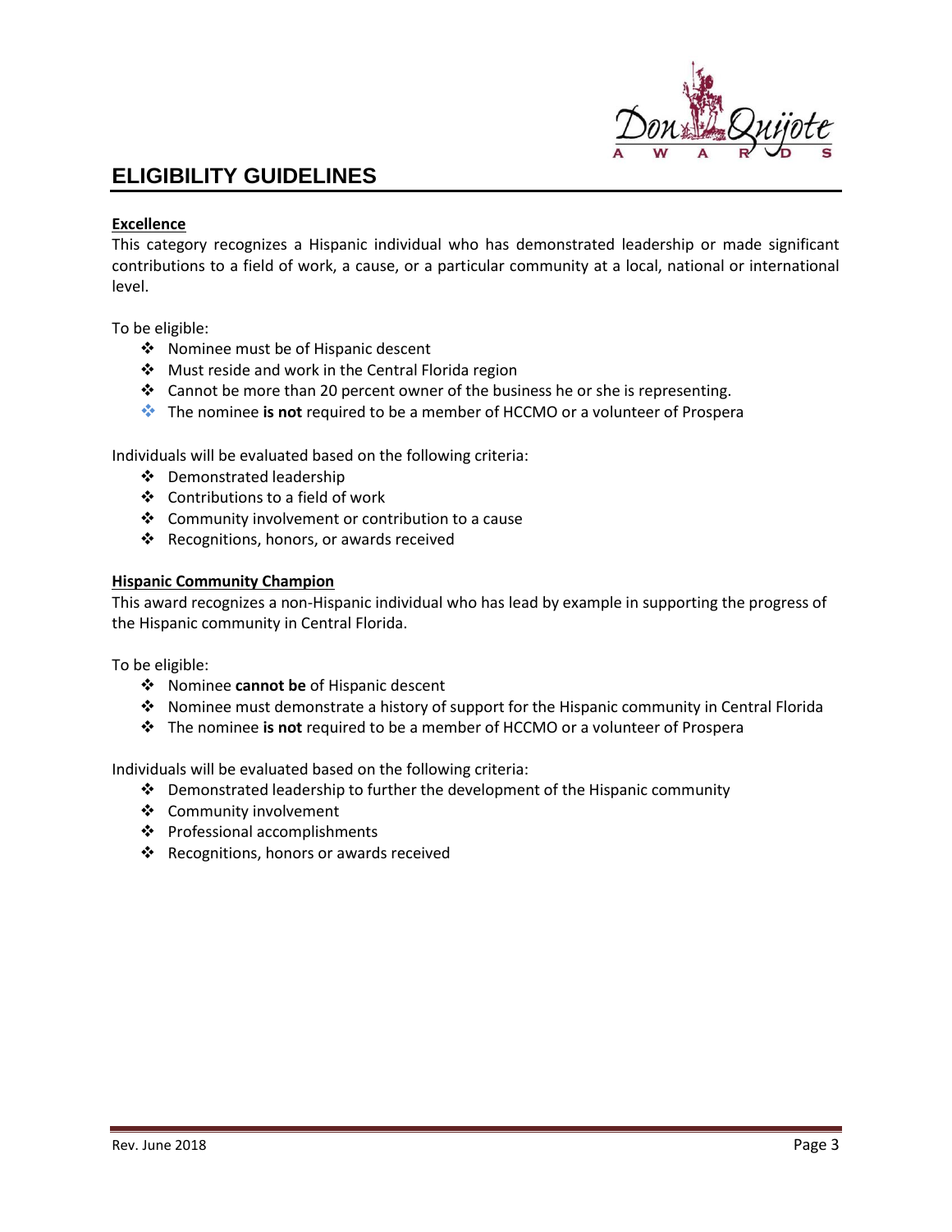# ELIGIBILITY GUIDELINES

**Excellence**

This category recognizes a Hispanic individual who has demonstrated leadership or made significant contributions to a field of work, a cause, or a particular community at a local, national or international level.

To be eligible:

- Nominee must be of Hispanic descent
- Must reside and work in the Central Florida region
- Cannot be more than 20 percent owner of the business he or she is representing.
- The nominee **is not** required to be a member of HCCMO or a volunteer of Prospera

Individuals will be evaluated based on the following criteria:

- Demonstrated leadership
- Contributions to a field of work
- Community involvement or contribution to a cause
- Recognitions, honors, or awards received

**Hispanic Community Champion**

This award recognizes a non-Hispanic individual who has lead by example in supporting the progress of the Hispanic community in Central Florida.

To be eligible:

- Nominee **cannot be** of Hispanic descent
- Nominee must demonstrate a history of support for the Hispanic community in Central Florida
- The nominee **is not** required to be a member of HCCMO or a volunteer of Prospera

Individuals will be evaluated based on the following criteria:

- Demonstrated leadership to further the development of the Hispanic community
- Community involvement
- Professional accomplishments
- Recognitions, honors or awards received